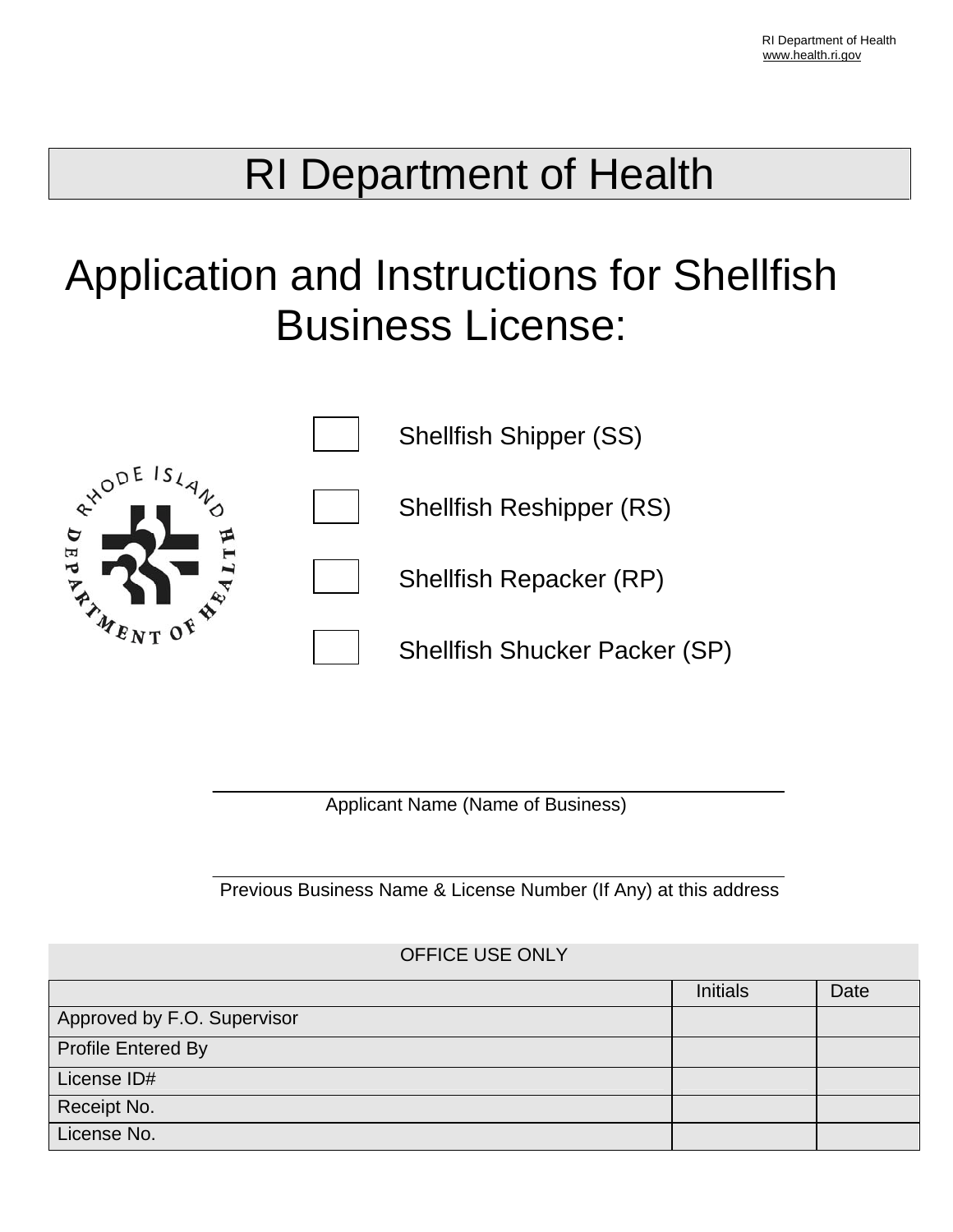# RI Department of Health

## Application and Instructions for Shellfish Business License:

- [ ] Shellfish Shipper (SS)
- [ ] Shellfish Reshipper (RS)
- [ ] Shellfish Repacker (RP)
- [ ] Shellfish Shucker Packer (SP)

_______________________________________________
Applicant Name (Name of Business)

_______________________________________________
Previous Business Name & License Number (If Any) at this address

| OFFICE USE ONLY | | |
|---|---|---|
| | Initials | Date |
| Approved by F.O. Supervisor | | |
| Profile Entered By | | |
| License ID# | | |
| Receipt No. | | |
| License No. | | |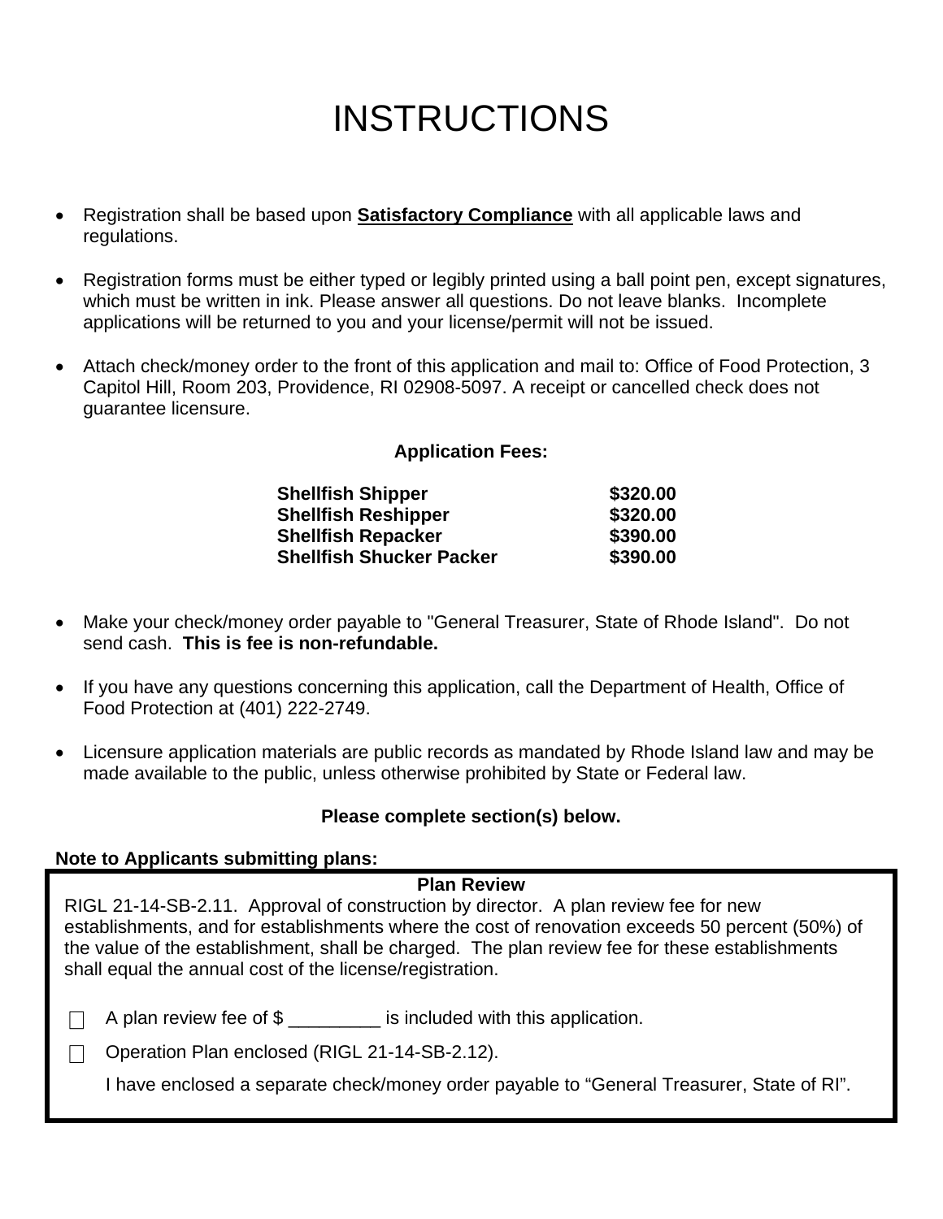# INSTRUCTIONS

- Registration shall be based upon **Satisfactory Compliance** with all applicable laws and regulations.
- Registration forms must be either typed or legibly printed using a ball point pen, except signatures, which must be written in ink. Please answer all questions. Do not leave blanks. Incomplete applications will be returned to you and your license/permit will not be issued.
- Attach check/money order to the front of this application and mail to: Office of Food Protection, 3 Capitol Hill, Room 203, Providence, RI 02908-5097. A receipt or cancelled check does not guarantee licensure.

**Application Fees:**

| | |
|---|---|
| **Shellfish Shipper** | **$320.00** |
| **Shellfish Reshipper** | **$320.00** |
| **Shellfish Repacker** | **$390.00** |
| **Shellfish Shucker Packer** | **$390.00** |

- Make your check/money order payable to "General Treasurer, State of Rhode Island". Do not send cash. **This is fee is non-refundable.**
- If you have any questions concerning this application, call the Department of Health, Office of Food Protection at (401) 222-2749.
- Licensure application materials are public records as mandated by Rhode Island law and may be made available to the public, unless otherwise prohibited by State or Federal law.

**Please complete section(s) below.**

**Note to Applicants submitting plans:**

**Plan Review**

RIGL 21-14-SB-2.11. Approval of construction by director. A plan review fee for new establishments, and for establishments where the cost of renovation exceeds 50 percent (50%) of the value of the establishment, shall be charged. The plan review fee for these establishments shall equal the annual cost of the license/registration.

☐ A plan review fee of $ _________ is included with this application.

☐ Operation Plan enclosed (RIGL 21-14-SB-2.12).

I have enclosed a separate check/money order payable to "General Treasurer, State of RI".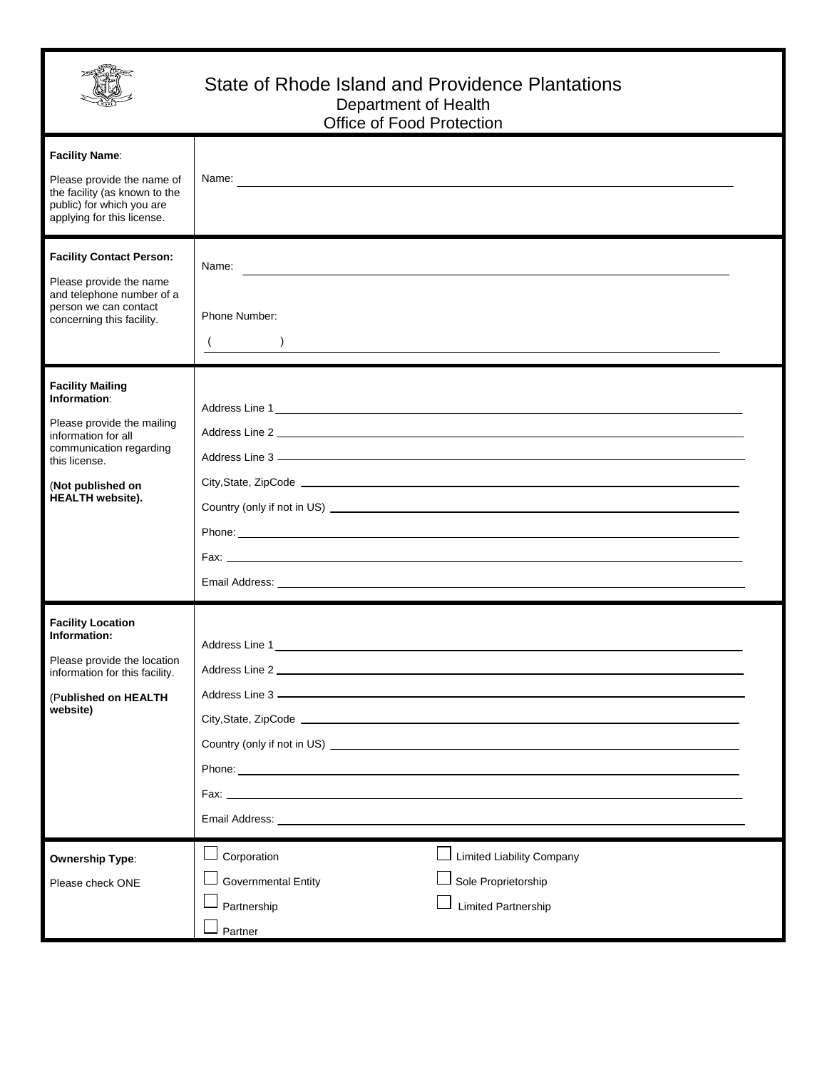# State of Rhode Island and Providence Plantations

## Department of Health

## Office of Food Protection

| | |
|---|---|
| **Facility Name**:<br><br>Please provide the name of the facility (as known to the public) for which you are applying for this license. | Name: ______________________________ |
| **Facility Contact Person:**<br><br>Please provide the name and telephone number of a person we can contact concerning this facility. | Name: ______________________________<br><br>Phone Number:<br><br>(        ) ______________________________ |
| **Facility Mailing Information**:<br><br>Please provide the mailing information for all communication regarding this license.<br><br>(**Not published on HEALTH website).** | Address Line 1 ______________________________<br>Address Line 2 ______________________________<br>Address Line 3 ______________________________<br>City,State, ZipCode ______________________________<br>Country (only if not in US) ______________________________<br>Phone: ______________________________<br>Fax: ______________________________<br>Email Address: ______________________________ |
| **Facility Location Information:**<br><br>Please provide the location information for this facility.<br><br>(P**ublished on HEALTH website)** | Address Line 1 ______________________________<br>Address Line 2 ______________________________<br>Address Line 3 ______________________________<br>City,State, ZipCode ______________________________<br>Country (only if not in US) ______________________________<br>Phone: ______________________________<br>Fax: ______________________________<br>Email Address: ______________________________ |
| **Ownership Type**:<br><br>Please check ONE | ☐ Corporation &nbsp;&nbsp;&nbsp; ☐ Limited Liability Company<br>☐ Governmental Entity &nbsp;&nbsp;&nbsp; ☐ Sole Proprietorship<br>☐ Partnership &nbsp;&nbsp;&nbsp; ☐ Limited Partnership<br>☐ Partner |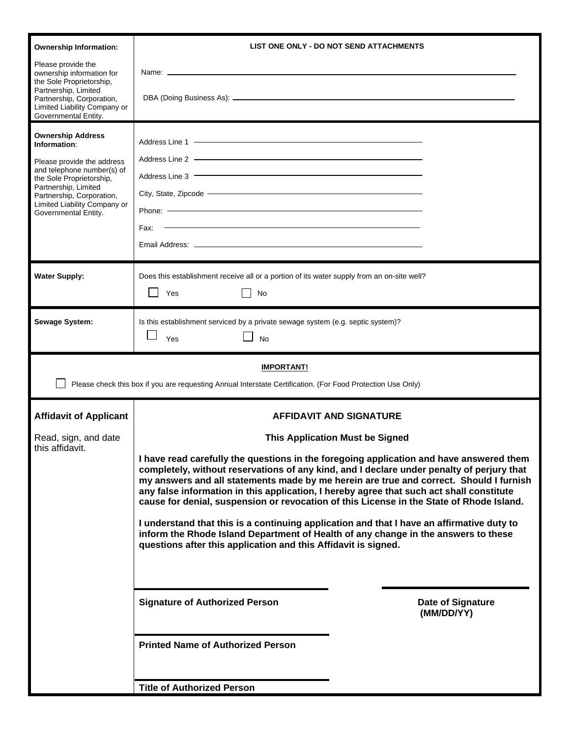| **Ownership Information:**<br><br>Please provide the ownership information for the Sole Proprietorship, Partnership, Limited Partnership, Corporation, Limited Liability Company or Governmental Entity. | **LIST ONE ONLY - DO NOT SEND ATTACHMENTS**<br><br>Name: \_\_\_\_\_\_\_\_\_\_\_\_\_\_\_\_\_\_\_\_<br><br>DBA (Doing Business As): \_\_\_\_\_\_\_\_\_\_\_\_\_\_\_\_\_\_\_\_ |
|---|---|
| **Ownership Address Information**:<br><br>Please provide the address and telephone number(s) of the Sole Proprietorship, Partnership, Limited Partnership, Corporation, Limited Liability Company or Governmental Entity. | Address Line 1 \_\_\_\_\_\_\_\_\_\_\_\_\_\_\_\_\_\_\_\_<br>Address Line 2 \_\_\_\_\_\_\_\_\_\_\_\_\_\_\_\_\_\_\_\_<br>Address Line 3 \_\_\_\_\_\_\_\_\_\_\_\_\_\_\_\_\_\_\_\_<br>City, State, Zipcode \_\_\_\_\_\_\_\_\_\_\_\_\_\_\_\_\_\_\_\_<br>Phone: \_\_\_\_\_\_\_\_\_\_\_\_\_\_\_\_\_\_\_\_<br>Fax: \_\_\_\_\_\_\_\_\_\_\_\_\_\_\_\_\_\_\_\_<br>Email Address: \_\_\_\_\_\_\_\_\_\_\_\_\_\_\_\_\_\_\_\_ |
| **Water Supply:** | Does this establishment receive all or a portion of its water supply from an on-site well?<br><br>☐ Yes ☐ No |
| **Sewage System:** | Is this establishment serviced by a private sewage system (e.g. septic system)?<br><br>☐ Yes ☐ No |

**IMPORTANT!**

☐ Please check this box if you are requesting Annual Interstate Certification. (For Food Protection Use Only)

| **Affidavit of Applicant**<br><br>Read, sign, and date this affidavit. | **AFFIDAVIT AND SIGNATURE**<br><br>**This Application Must be Signed**<br><br>**I have read carefully the questions in the foregoing application and have answered them completely, without reservations of any kind, and I declare under penalty of perjury that my answers and all statements made by me herein are true and correct. Should I furnish any false information in this application, I hereby agree that such act shall constitute cause for denial, suspension or revocation of this License in the State of Rhode Island.**<br><br>**I understand that this is a continuing application and that I have an affirmative duty to inform the Rhode Island Department of Health of any change in the answers to these questions after this application and this Affidavit is signed.**<br><br>\_\_\_\_\_\_\_\_\_\_\_\_\_\_\_\_\_\_\_\_ \_\_\_\_\_\_\_\_\_\_\_\_\_\_\_\_<br>**Signature of Authorized Person** **Date of Signature (MM/DD/YY)**<br><br>\_\_\_\_\_\_\_\_\_\_\_\_\_\_\_\_\_\_\_\_<br>**Printed Name of Authorized Person**<br><br>\_\_\_\_\_\_\_\_\_\_\_\_\_\_\_\_\_\_\_\_<br>**Title of Authorized Person** |
|---|---|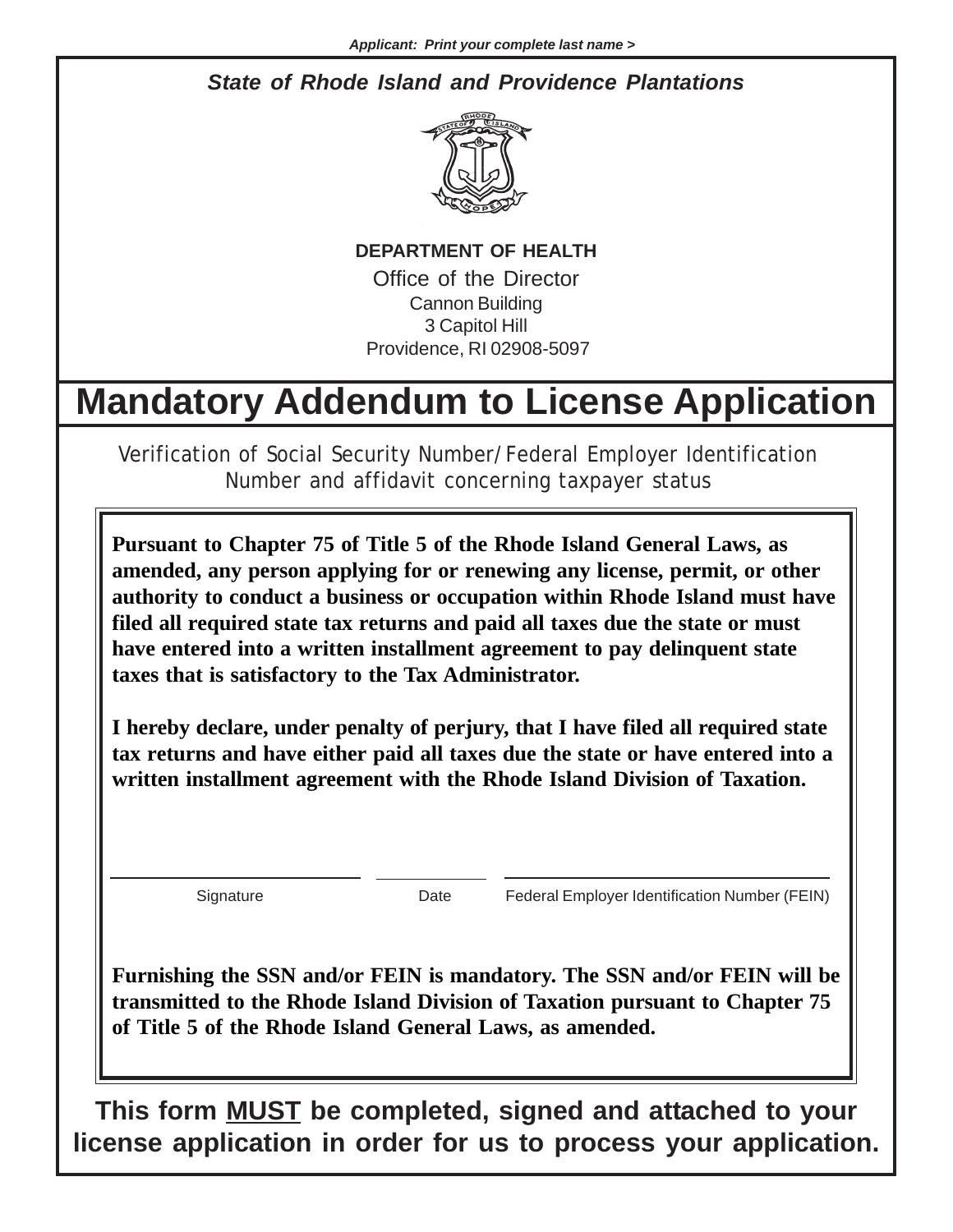*Applicant: Print your complete last name >*

***State of Rhode Island and Providence Plantations***

**DEPARTMENT OF HEALTH**

Office of the Director
Cannon Building
3 Capitol Hill
Providence, RI 02908-5097

# Mandatory Addendum to License Application

Verification of Social Security Number/Federal Employer Identification Number and affidavit concerning taxpayer status

**Pursuant to Chapter 75 of Title 5 of the Rhode Island General Laws, as amended, any person applying for or renewing any license, permit, or other authority to conduct a business or occupation within Rhode Island must have filed all required state tax returns and paid all taxes due the state or must have entered into a written installment agreement to pay delinquent state taxes that is satisfactory to the Tax Administrator.**

**I hereby declare, under penalty of perjury, that I have filed all required state tax returns and have either paid all taxes due the state or have entered into a written installment agreement with the Rhode Island Division of Taxation.**

| Signature | Date | Federal Employer Identification Number (FEIN) |
|---|---|---|
| | | |

**Furnishing the SSN and/or FEIN is mandatory. The SSN and/or FEIN will be transmitted to the Rhode Island Division of Taxation pursuant to Chapter 75 of Title 5 of the Rhode Island General Laws, as amended.**

**This form MUST be completed, signed and attached to your license application in order for us to process your application.**